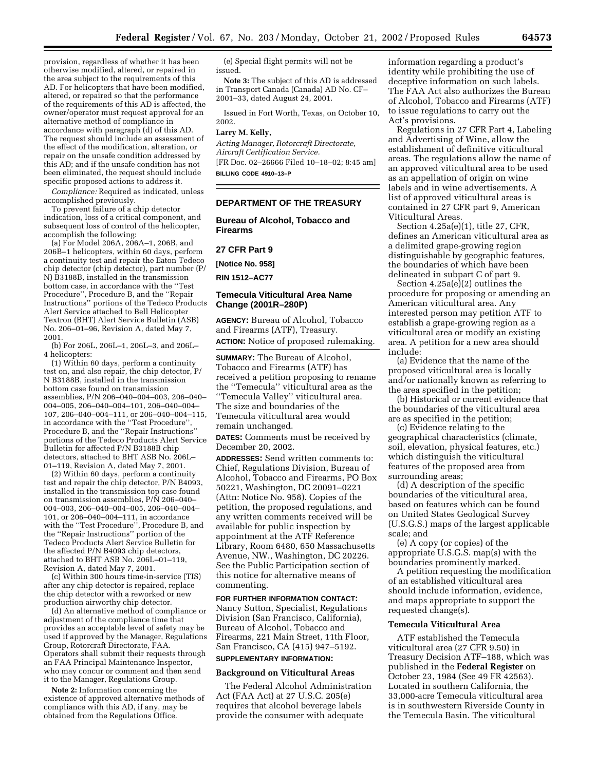provision, regardless of whether it has been otherwise modified, altered, or repaired in the area subject to the requirements of this AD. For helicopters that have been modified, altered, or repaired so that the performance of the requirements of this AD is affected, the owner/operator must request approval for an alternative method of compliance in accordance with paragraph (d) of this AD. The request should include an assessment of the effect of the modification, alteration, or repair on the unsafe condition addressed by this AD; and if the unsafe condition has not been eliminated, the request should include specific proposed actions to address it.

*Compliance:* Required as indicated, unless accomplished previously.

To prevent failure of a chip detector indication, loss of a critical component, and subsequent loss of control of the helicopter, accomplish the following:

(a) For Model 206A, 206A–1, 206B, and 206B–1 helicopters, within 60 days, perform a continuity test and repair the Eaton Tedeco chip detector (chip detector), part number (P/N) B3188B, installed in the transmission bottom case, in accordance with the ''Test Procedure'', Procedure B, and the ''Repair Instructions'' portions of the Tedeco Products Alert Service attached to Bell Helicopter Textron (BHT) Alert Service Bulletin (ASB) No. 206–01–96, Revision A, dated May 7, 2001.

(b) For 206L, 206L–1, 206L–3, and 206L–4 helicopters:

(1) Within 60 days, perform a continuity test on, and also repair, the chip detector, P/N B3188B, installed in the transmission bottom case found on transmission assemblies, P/N 206–040–004–003, 206–040–004–005, 206–040–004–101, 206–040–004–107, 206–040–004–111, or 206–040–004–115, in accordance with the ''Test Procedure'', Procedure B, and the ''Repair Instructions'' portions of the Tedeco Products Alert Service Bulletin for affected P/N B3188B chip detectors, attached to BHT ASB No. 206L–01–119, Revision A, dated May 7, 2001.

(2) Within 60 days, perform a continuity test and repair the chip detector, P/N B4093, installed in the transmission top case found on transmission assemblies, P/N 206–040–004–003, 206–040–004–005, 206–040–004–101, or 206–040–004–111, in accordance with the ''Test Procedure'', Procedure B, and the ''Repair Instructions'' portion of the Tedeco Products Alert Service Bulletin for the affected P/N B4093 chip detectors, attached to BHT ASB No. 206L–01–119, Revision A, dated May 7, 2001.

(c) Within 300 hours time-in-service (TIS) after any chip detector is repaired, replace the chip detector with a reworked or new production airworthy chip detector.

(d) An alternative method of compliance or adjustment of the compliance time that provides an acceptable level of safety may be used if approved by the Manager, Regulations Group, Rotorcraft Directorate, FAA. Operators shall submit their requests through an FAA Principal Maintenance Inspector, who may concur or comment and then send it to the Manager, Regulations Group.

**Note 2:** Information concerning the existence of approved alternative methods of compliance with this AD, if any, may be obtained from the Regulations Office.

(e) Special flight permits will not be issued.

**Note 3:** The subject of this AD is addressed in Transport Canada (Canada) AD No. CF–2001–33, dated August 24, 2001.

Issued in Fort Worth, Texas, on October 10, 2002.

**Larry M. Kelly,**

*Acting Manager, Rotorcraft Directorate, Aircraft Certification Service.*

[FR Doc. 02–26666 Filed 10–18–02; 8:45 am]

**BILLING CODE 4910–13–P**

## DEPARTMENT OF THE TREASURY

### Bureau of Alcohol, Tobacco and Firearms

### 27 CFR Part 9

**[Notice No. 958]**

**RIN 1512–AC77**

## Temecula Viticultural Area Name Change (2001R–280P)

**AGENCY:** Bureau of Alcohol, Tobacco and Firearms (ATF), Treasury.

**ACTION:** Notice of proposed rulemaking.

**SUMMARY:** The Bureau of Alcohol, Tobacco and Firearms (ATF) has received a petition proposing to rename the ''Temecula'' viticultural area as the ''Temecula Valley'' viticultural area. The size and boundaries of the Temecula viticultural area would remain unchanged.

**DATES:** Comments must be received by December 20, 2002.

**ADDRESSES:** Send written comments to: Chief, Regulations Division, Bureau of Alcohol, Tobacco and Firearms, PO Box 50221, Washington, DC 20091–0221 (Attn: Notice No. 958). Copies of the petition, the proposed regulations, and any written comments received will be available for public inspection by appointment at the ATF Reference Library, Room 6480, 650 Massachusetts Avenue, NW., Washington, DC 20226. See the Public Participation section of this notice for alternative means of commenting.

**FOR FURTHER INFORMATION CONTACT:** Nancy Sutton, Specialist, Regulations Division (San Francisco, California), Bureau of Alcohol, Tobacco and Firearms, 221 Main Street, 11th Floor, San Francisco, CA (415) 947–5192.

**SUPPLEMENTARY INFORMATION:**

### Background on Viticultural Areas

The Federal Alcohol Administration Act (FAA Act) at 27 U.S.C. 205(e) requires that alcohol beverage labels provide the consumer with adequate information regarding a product's identity while prohibiting the use of deceptive information on such labels. The FAA Act also authorizes the Bureau of Alcohol, Tobacco and Firearms (ATF) to issue regulations to carry out the Act's provisions.

Regulations in 27 CFR Part 4, Labeling and Advertising of Wine, allow the establishment of definitive viticultural areas. The regulations allow the name of an approved viticultural area to be used as an appellation of origin on wine labels and in wine advertisements. A list of approved viticultural areas is contained in 27 CFR part 9, American Viticultural Areas.

Section 4.25a(e)(1), title 27, CFR, defines an American viticultural area as a delimited grape-growing region distinguishable by geographic features, the boundaries of which have been delineated in subpart C of part 9.

Section 4.25a(e)(2) outlines the procedure for proposing or amending an American viticultural area. Any interested person may petition ATF to establish a grape-growing region as a viticultural area or modify an existing area. A petition for a new area should include:

(a) Evidence that the name of the proposed viticultural area is locally and/or nationally known as referring to the area specified in the petition;

(b) Historical or current evidence that the boundaries of the viticultural area are as specified in the petition;

(c) Evidence relating to the geographical characteristics (climate, soil, elevation, physical features, etc.) which distinguish the viticultural features of the proposed area from surrounding areas;

(d) A description of the specific boundaries of the viticultural area, based on features which can be found on United States Geological Survey (U.S.G.S.) maps of the largest applicable scale; and

(e) A copy (or copies) of the appropriate U.S.G.S. map(s) with the boundaries prominently marked.

A petition requesting the modification of an established viticultural area should include information, evidence, and maps appropriate to support the requested change(s).

### Temecula Viticultural Area

ATF established the Temecula viticultural area (27 CFR 9.50) in Treasury Decision ATF–188, which was published in the **Federal Register** on October 23, 1984 (See 49 FR 42563). Located in southern California, the 33,000-acre Temecula viticultural area is in southwestern Riverside County in the Temecula Basin. The viticultural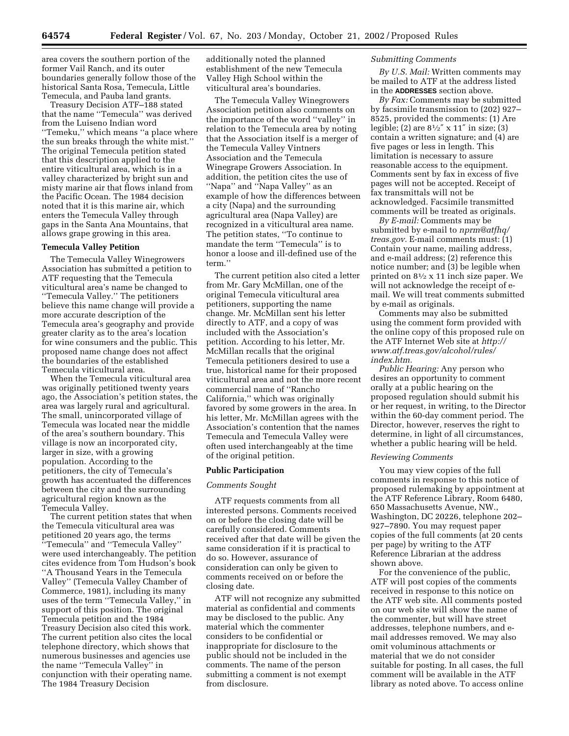area covers the southern portion of the former Vail Ranch, and its outer boundaries generally follow those of the historical Santa Rosa, Temecula, Little Temecula, and Pauba land grants.

Treasury Decision ATF–188 stated that the name ''Temecula'' was derived from the Luiseno Indian word ''Temeku,'' which means ''a place where the sun breaks through the white mist.'' The original Temecula petition stated that this description applied to the entire viticultural area, which is in a valley characterized by bright sun and misty marine air that flows inland from the Pacific Ocean. The 1984 decision noted that it is this marine air, which enters the Temecula Valley through gaps in the Santa Ana Mountains, that allows grape growing in this area.

**Temecula Valley Petition**

The Temecula Valley Winegrowers Association has submitted a petition to ATF requesting that the Temecula viticultural area's name be changed to ''Temecula Valley.'' The petitioners believe this name change will provide a more accurate description of the Temecula area's geography and provide greater clarity as to the area's location for wine consumers and the public. This proposed name change does not affect the boundaries of the established Temecula viticultural area.

When the Temecula viticultural area was originally petitioned twenty years ago, the Association's petition states, the area was largely rural and agricultural. The small, unincorporated village of Temecula was located near the middle of the area's southern boundary. This village is now an incorporated city, larger in size, with a growing population. According to the petitioners, the city of Temecula's growth has accentuated the differences between the city and the surrounding agricultural region known as the Temecula Valley.

The current petition states that when the Temecula viticultural area was petitioned 20 years ago, the terms ''Temecula'' and ''Temecula Valley'' were used interchangeably. The petition cites evidence from Tom Hudson's book ''A Thousand Years in the Temecula Valley'' (Temecula Valley Chamber of Commerce, 1981), including its many uses of the term ''Temecula Valley,'' in support of this position. The original Temecula petition and the 1984 Treasury Decision also cited this work. The current petition also cites the local telephone directory, which shows that numerous businesses and agencies use the name ''Temecula Valley'' in conjunction with their operating name. The 1984 Treasury Decision additionally noted the planned establishment of the new Temecula Valley High School within the viticultural area's boundaries.

The Temecula Valley Winegrowers Association petition also comments on the importance of the word ''valley'' in relation to the Temecula area by noting that the Association itself is a merger of the Temecula Valley Vintners Association and the Temecula Winegrape Growers Association. In addition, the petition cites the use of ''Napa'' and ''Napa Valley'' as an example of how the differences between a city (Napa) and the surrounding agricultural area (Napa Valley) are recognized in a viticultural area name. The petition states, ''To continue to mandate the term ''Temecula'' is to honor a loose and ill-defined use of the term.''

The current petition also cited a letter from Mr. Gary McMillan, one of the original Temecula viticultural area petitioners, supporting the name change. Mr. McMillan sent his letter directly to ATF, and a copy of was included with the Association's petition. According to his letter, Mr. McMillan recalls that the original Temecula petitioners desired to use a true, historical name for their proposed viticultural area and not the more recent commercial name of ''Rancho California,'' which was originally favored by some growers in the area. In his letter, Mr. McMillan agrees with the Association's contention that the names Temecula and Temecula Valley were often used interchangeably at the time of the original petition.

**Public Participation**

*Comments Sought*

ATF requests comments from all interested persons. Comments received on or before the closing date will be carefully considered. Comments received after that date will be given the same consideration if it is practical to do so. However, assurance of consideration can only be given to comments received on or before the closing date.

ATF will not recognize any submitted material as confidential and comments may be disclosed to the public. Any material which the commenter considers to be confidential or inappropriate for disclosure to the public should not be included in the comments. The name of the person submitting a comment is not exempt from disclosure.

*Submitting Comments*

*By U.S. Mail:* Written comments may be mailed to ATF at the address listed in the **ADDRESSES** section above.

*By Fax:* Comments may be submitted by facsimile transmission to (202) 927–8525, provided the comments: (1) Are legible; (2) are 8½″ x 11″ in size; (3) contain a written signature; and (4) are five pages or less in length. This limitation is necessary to assure reasonable access to the equipment. Comments sent by fax in excess of five pages will not be accepted. Receipt of fax transmittals will not be acknowledged. Facsimile transmitted comments will be treated as originals.

*By E-mail:* Comments may be submitted by e-mail to *nprm@atfhq/treas.gov.* E-mail comments must: (1) Contain your name, mailing address, and e-mail address; (2) reference this notice number; and (3) be legible when printed on 8½ x 11 inch size paper. We will not acknowledge the receipt of e-mail. We will treat comments submitted by e-mail as originals.

Comments may also be submitted using the comment form provided with the online copy of this proposed rule on the ATF Internet Web site at *http://www.atf.treas.gov/alcohol/rules/index.htm.*

*Public Hearing:* Any person who desires an opportunity to comment orally at a public hearing on the proposed regulation should submit his or her request, in writing, to the Director within the 60-day comment period. The Director, however, reserves the right to determine, in light of all circumstances, whether a public hearing will be held.

*Reviewing Comments*

You may view copies of the full comments in response to this notice of proposed rulemaking by appointment at the ATF Reference Library, Room 6480, 650 Massachusetts Avenue, NW., Washington, DC 20226, telephone 202–927–7890. You may request paper copies of the full comments (at 20 cents per page) by writing to the ATF Reference Librarian at the address shown above.

For the convenience of the public, ATF will post copies of the comments received in response to this notice on the ATF web site. All comments posted on our web site will show the name of the commenter, but will have street addresses, telephone numbers, and e-mail addresses removed. We may also omit voluminous attachments or material that we do not consider suitable for posting. In all cases, the full comment will be available in the ATF library as noted above. To access online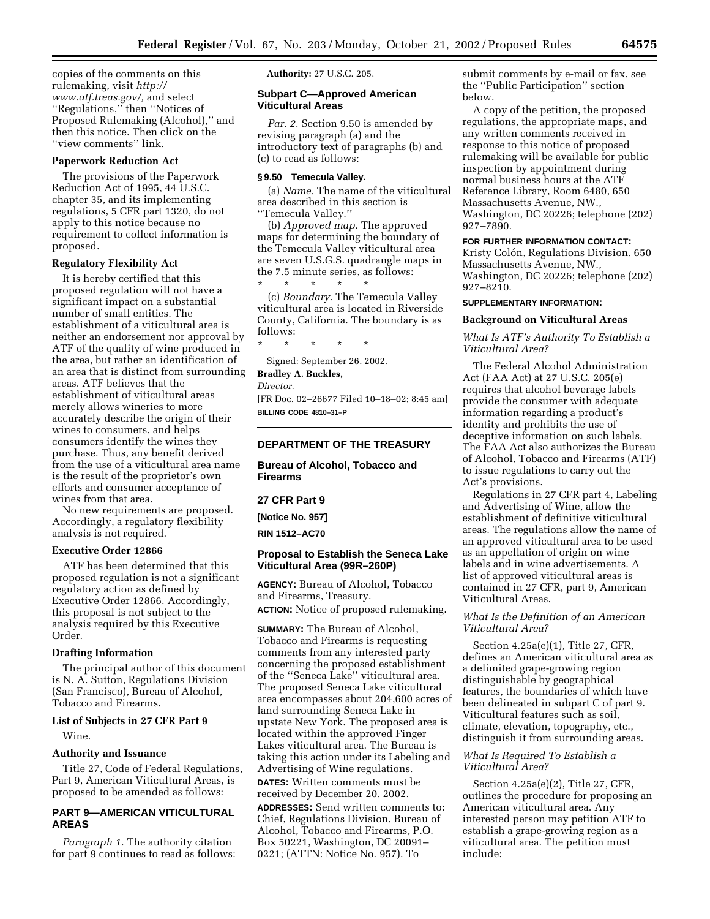copies of the comments on this rulemaking, visit *http://www.atf.treas.gov/,* and select ''Regulations,'' then ''Notices of Proposed Rulemaking (Alcohol),'' and then this notice. Then click on the ''view comments'' link.

### Paperwork Reduction Act

The provisions of the Paperwork Reduction Act of 1995, 44 U.S.C. chapter 35, and its implementing regulations, 5 CFR part 1320, do not apply to this notice because no requirement to collect information is proposed.

### Regulatory Flexibility Act

It is hereby certified that this proposed regulation will not have a significant impact on a substantial number of small entities. The establishment of a viticultural area is neither an endorsement nor approval by ATF of the quality of wine produced in the area, but rather an identification of an area that is distinct from surrounding areas. ATF believes that the establishment of viticultural areas merely allows wineries to more accurately describe the origin of their wines to consumers, and helps consumers identify the wines they purchase. Thus, any benefit derived from the use of a viticultural area name is the result of the proprietor's own efforts and consumer acceptance of wines from that area.

No new requirements are proposed. Accordingly, a regulatory flexibility analysis is not required.

### Executive Order 12866

ATF has been determined that this proposed regulation is not a significant regulatory action as defined by Executive Order 12866. Accordingly, this proposal is not subject to the analysis required by this Executive Order.

### Drafting Information

The principal author of this document is N. A. Sutton, Regulations Division (San Francisco), Bureau of Alcohol, Tobacco and Firearms.

### List of Subjects in 27 CFR Part 9

Wine.

### Authority and Issuance

Title 27, Code of Federal Regulations, Part 9, American Viticultural Areas, is proposed to be amended as follows:

## PART 9—AMERICAN VITICULTURAL AREAS

*Paragraph 1.* The authority citation for part 9 continues to read as follows:

**Authority:** 27 U.S.C. 205.

## Subpart C—Approved American Viticultural Areas

*Par. 2.* Section 9.50 is amended by revising paragraph (a) and the introductory text of paragraphs (b) and (c) to read as follows:

#### § 9.50 Temecula Valley.

(a) *Name.* The name of the viticultural area described in this section is ''Temecula Valley.''

(b) *Approved map.* The approved maps for determining the boundary of the Temecula Valley viticultural area are seven U.S.G.S. quadrangle maps in the 7.5 minute series, as follows:

\* \* \* \* \*

(c) *Boundary.* The Temecula Valley viticultural area is located in Riverside County, California. The boundary is as follows:

\* \* \* \* \*

Signed: September 26, 2002.

**Bradley A. Buckles,**

*Director.*

[FR Doc. 02–26677 Filed 10–18–02; 8:45 am]

**BILLING CODE 4810–31–P**

---

## DEPARTMENT OF THE TREASURY

## Bureau of Alcohol, Tobacco and Firearms

## 27 CFR Part 9

**[Notice No. 957]**

**RIN 1512–AC70**

## Proposal to Establish the Seneca Lake Viticultural Area (99R–260P)

**AGENCY:** Bureau of Alcohol, Tobacco and Firearms, Treasury.

**ACTION:** Notice of proposed rulemaking.

**SUMMARY:** The Bureau of Alcohol, Tobacco and Firearms is requesting comments from any interested party concerning the proposed establishment of the ''Seneca Lake'' viticultural area. The proposed Seneca Lake viticultural area encompasses about 204,600 acres of land surrounding Seneca Lake in upstate New York. The proposed area is located within the approved Finger Lakes viticultural area. The Bureau is taking this action under its Labeling and Advertising of Wine regulations.

**DATES:** Written comments must be received by December 20, 2002.

**ADDRESSES:** Send written comments to: Chief, Regulations Division, Bureau of Alcohol, Tobacco and Firearms, P.O. Box 50221, Washington, DC 20091–0221; (ATTN: Notice No. 957). To submit comments by e-mail or fax, see the ''Public Participation'' section below.

A copy of the petition, the proposed regulations, the appropriate maps, and any written comments received in response to this notice of proposed rulemaking will be available for public inspection by appointment during normal business hours at the ATF Reference Library, Room 6480, 650 Massachusetts Avenue, NW., Washington, DC 20226; telephone (202) 927–7890.

**FOR FURTHER INFORMATION CONTACT:** Kristy Colón, Regulations Division, 650 Massachusetts Avenue, NW., Washington, DC 20226; telephone (202) 927–8210.

**SUPPLEMENTARY INFORMATION:**

### Background on Viticultural Areas

*What Is ATF's Authority To Establish a Viticultural Area?*

The Federal Alcohol Administration Act (FAA Act) at 27 U.S.C. 205(e) requires that alcohol beverage labels provide the consumer with adequate information regarding a product's identity and prohibits the use of deceptive information on such labels. The FAA Act also authorizes the Bureau of Alcohol, Tobacco and Firearms (ATF) to issue regulations to carry out the Act's provisions.

Regulations in 27 CFR part 4, Labeling and Advertising of Wine, allow the establishment of definitive viticultural areas. The regulations allow the name of an approved viticultural area to be used as an appellation of origin on wine labels and in wine advertisements. A list of approved viticultural areas is contained in 27 CFR, part 9, American Viticultural Areas.

*What Is the Definition of an American Viticultural Area?*

Section 4.25a(e)(1), Title 27, CFR, defines an American viticultural area as a delimited grape-growing region distinguishable by geographical features, the boundaries of which have been delineated in subpart C of part 9. Viticultural features such as soil, climate, elevation, topography, etc., distinguish it from surrounding areas.

*What Is Required To Establish a Viticultural Area?*

Section 4.25a(e)(2), Title 27, CFR, outlines the procedure for proposing an American viticultural area. Any interested person may petition ATF to establish a grape-growing region as a viticultural area. The petition must include: